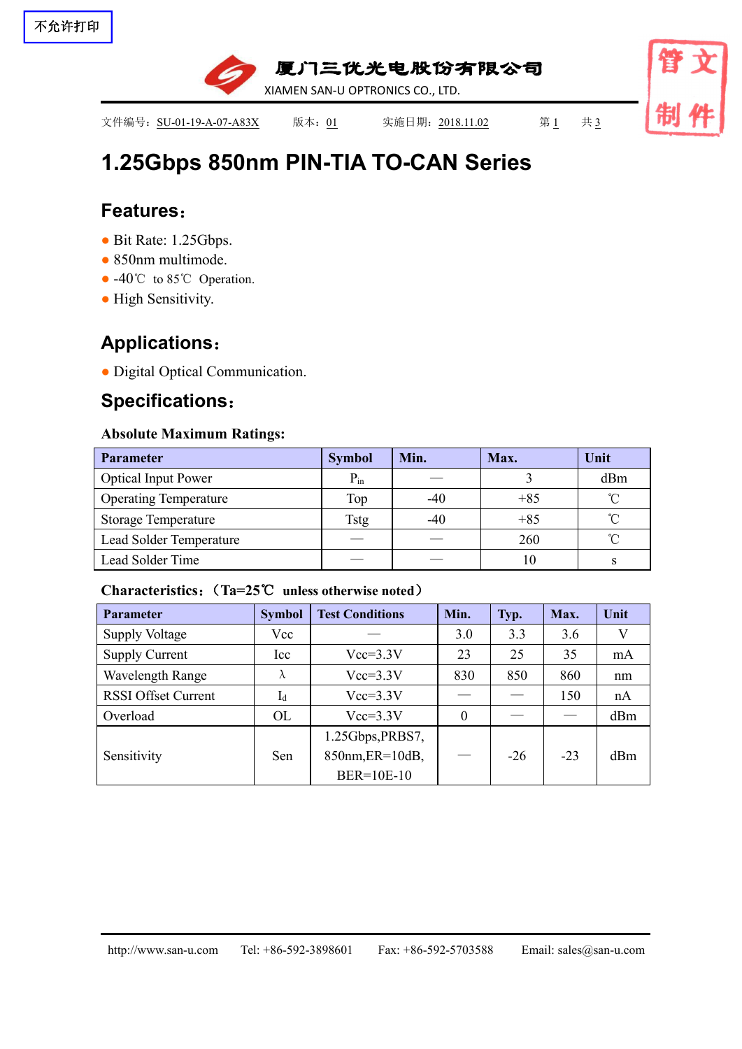不允许打印

厦门三优光电股份有限公司
XIAMEN SAN-U OPTRONICS CO., LTD.

管文制件

文件编号：SU-01-19-A-07-A83X　　版本：01　　实施日期：2018.11.02　　第 1　共 3

# 1.25Gbps 850nm PIN-TIA TO-CAN Series

## Features：

- Bit Rate: 1.25Gbps.
- 850nm multimode.
- -40℃ to 85℃ Operation.
- High Sensitivity.

## Applications：

- Digital Optical Communication.

## Specifications：

**Absolute Maximum Ratings:**

| Parameter | Symbol | Min. | Max. | Unit |
|---|---|---|---|---|
| Optical Input Power | $P_{in}$ | — | 3 | dBm |
| Operating Temperature | Top | -40 | +85 | ℃ |
| Storage Temperature | Tstg | -40 | +85 | ℃ |
| Lead Solder Temperature | — | — | 260 | ℃ |
| Lead Solder Time | — | — | 10 | s |

**Characteristics:（Ta=25℃ unless otherwise noted）**

| Parameter | Symbol | Test Conditions | Min. | Typ. | Max. | Unit |
|---|---|---|---|---|---|---|
| Supply Voltage | Vcc | — | 3.0 | 3.3 | 3.6 | V |
| Supply Current | Icc | Vcc=3.3V | 23 | 25 | 35 | mA |
| Wavelength Range | λ | Vcc=3.3V | 830 | 850 | 860 | nm |
| RSSI Offset Current | $I_d$ | Vcc=3.3V | — | — | 150 | nA |
| Overload | OL | Vcc=3.3V | 0 | — | — | dBm |
| Sensitivity | Sen | 1.25Gbps,PRBS7, 850nm,ER=10dB, BER=10E-10 | — | -26 | -23 | dBm |

http://www.san-u.com　　Tel: +86-592-3898601　　Fax: +86-592-5703588　　Email: sales@san-u.com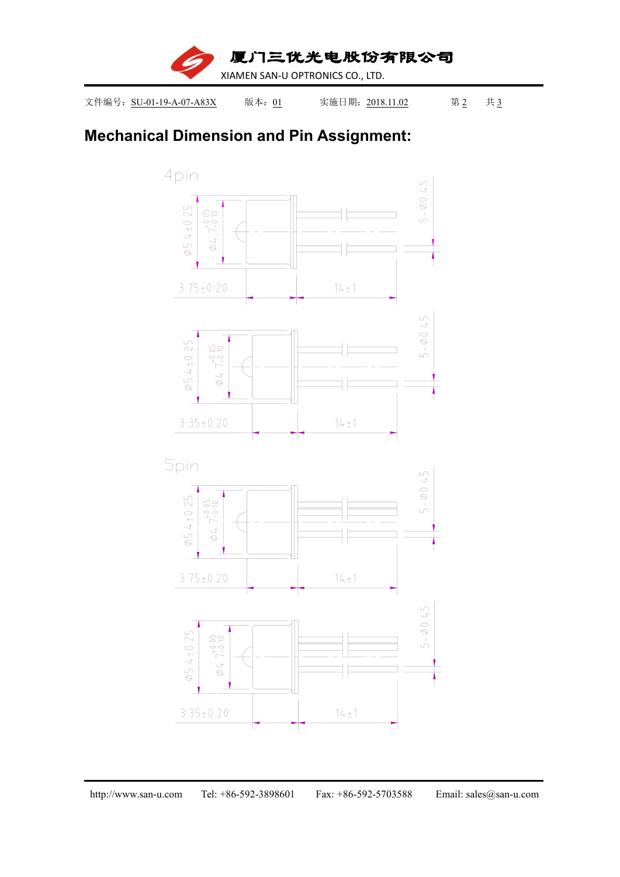## Mechanical Dimension and Pin Assignment:

4pin

Φ5.4±0.25

$\Phi4.7^{+0.05}_{-0.10}$

5-Φ0.45

3.75±0.20

14±1

Φ5.4±0.25

$\Phi4.7^{+0.05}_{-0.10}$

5-Φ0.45

3.35±0.20

14±1

5pin

Φ5.4±0.25

$\Phi4.7^{+0.05}_{-0.10}$

5-Φ0.45

3.75±0.20

14±1

Φ5.4±0.25

$\Phi4.7^{+0.05}_{-0.10}$

5-Φ0.45

3.35±0.20

14±1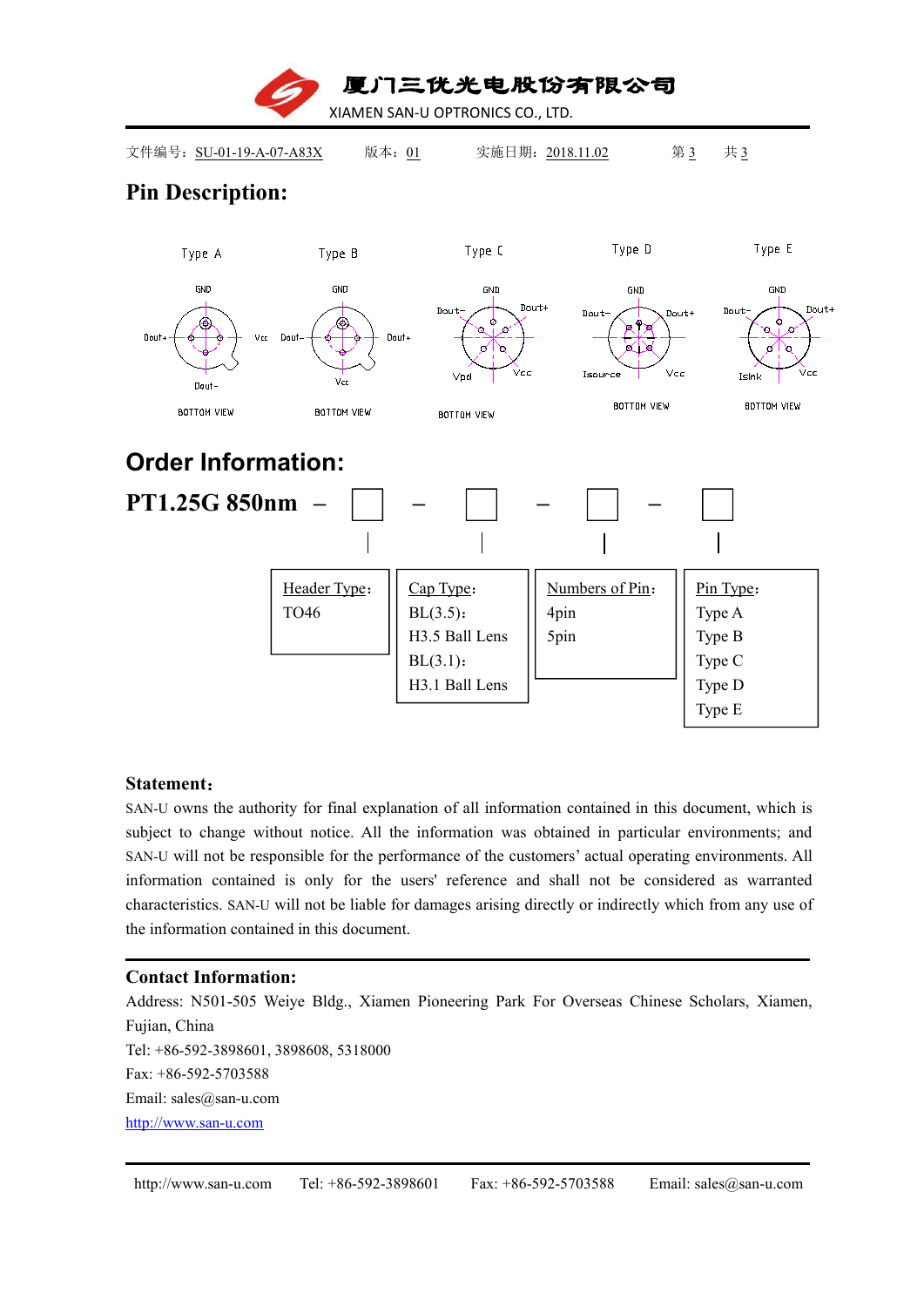## Pin Description:

Type A

GND

Dout+

Vcc

Dout-

BOTTOM VIEW

Type B

GND

Dout-

Dout+

Vcc

BOTTOM VIEW

Type C

GND

Dout-

Dout+

Vpd

Vcc

BOTTOM VIEW

Type D

GND

Dout-

Dout+

Isource

Vcc

BOTTOM VIEW

Type E

GND

Dout-

Dout+

Islnk

Vcc

BOTTOM VIEW

## Order Information:

**PT1.25G 850nm – □ – □ – □ – □**

| Header Type: | Cap Type: | Numbers of Pin: | Pin Type: |
|---|---|---|---|
| TO46 | BL(3.5): H3.5 Ball Lens<br>BL(3.1): H3.1 Ball Lens | 4pin<br>5pin | Type A<br>Type B<br>Type C<br>Type D<br>Type E |

**Statement:**

SAN-U owns the authority for final explanation of all information contained in this document, which is subject to change without notice. All the information was obtained in particular environments; and SAN-U will not be responsible for the performance of the customers' actual operating environments. All information contained is only for the users' reference and shall not be considered as warranted characteristics. SAN-U will not be liable for damages arising directly or indirectly which from any use of the information contained in this document.

**Contact Information:**

Address: N501-505 Weiye Bldg., Xiamen Pioneering Park For Overseas Chinese Scholars, Xiamen, Fujian, China

Tel: +86-592-3898601, 3898608, 5318000

Fax: +86-592-5703588

Email: sales@san-u.com

http://www.san-u.com